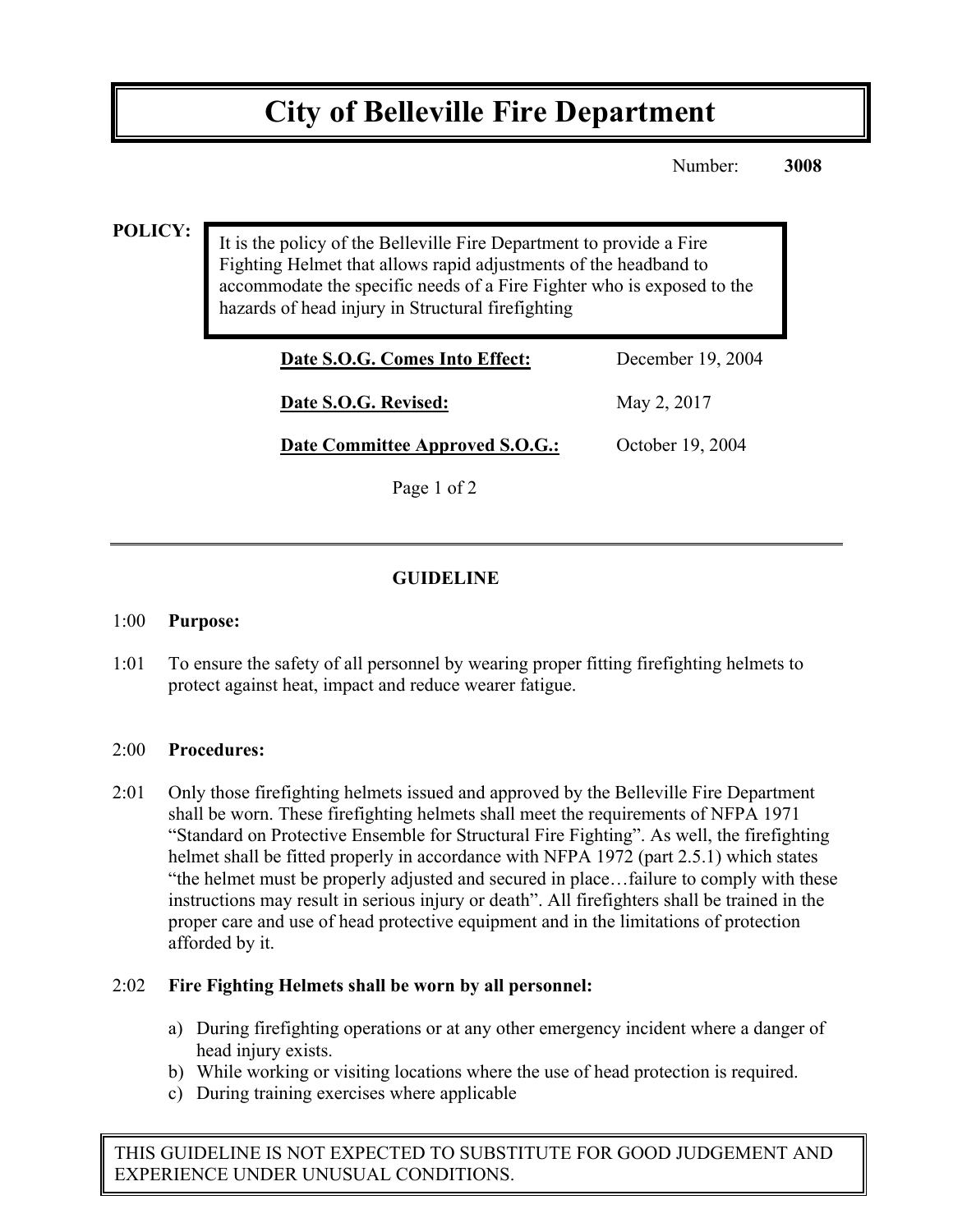# City of Belleville Fire Department

Number: **3008**

**POLICY:**

It is the policy of the Belleville Fire Department to provide a Fire Fighting Helmet that allows rapid adjustments of the headband to accommodate the specific needs of a Fire Fighter who is exposed to the hazards of head injury in Structural firefighting

| | |
|---|---|
| **Date S.O.G. Comes Into Effect:** | December 19, 2004 |
| **Date S.O.G. Revised:** | May 2, 2017 |
| **Date Committee Approved S.O.G.:** | October 19, 2004 |

---

## GUIDELINE

1:00 **Purpose:**

1:01 To ensure the safety of all personnel by wearing proper fitting firefighting helmets to protect against heat, impact and reduce wearer fatigue.

2:00 **Procedures:**

2:01 Only those firefighting helmets issued and approved by the Belleville Fire Department shall be worn. These firefighting helmets shall meet the requirements of NFPA 1971 "Standard on Protective Ensemble for Structural Fire Fighting". As well, the firefighting helmet shall be fitted properly in accordance with NFPA 1972 (part 2.5.1) which states "the helmet must be properly adjusted and secured in place…failure to comply with these instructions may result in serious injury or death". All firefighters shall be trained in the proper care and use of head protective equipment and in the limitations of protection afforded by it.

2:02 **Fire Fighting Helmets shall be worn by all personnel:**

a) During firefighting operations or at any other emergency incident where a danger of head injury exists.
b) While working or visiting locations where the use of head protection is required.
c) During training exercises where applicable

THIS GUIDELINE IS NOT EXPECTED TO SUBSTITUTE FOR GOOD JUDGEMENT AND EXPERIENCE UNDER UNUSUAL CONDITIONS.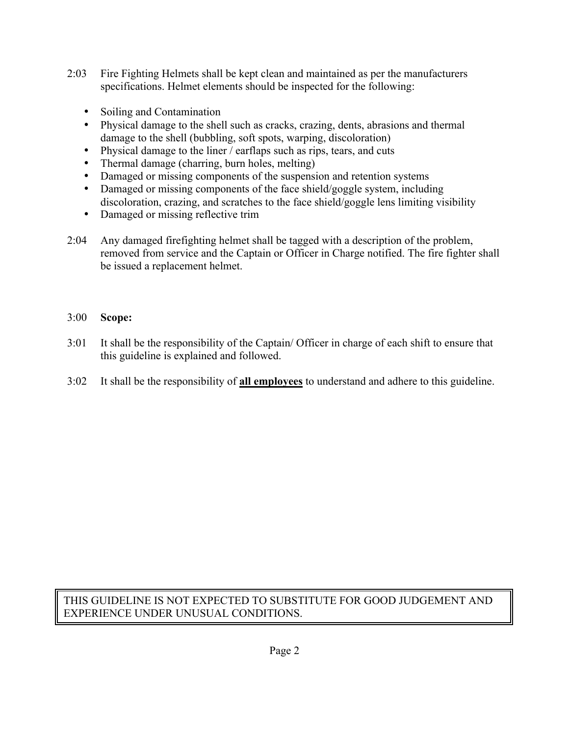2:03 Fire Fighting Helmets shall be kept clean and maintained as per the manufacturers specifications. Helmet elements should be inspected for the following:

- Soiling and Contamination
- Physical damage to the shell such as cracks, crazing, dents, abrasions and thermal damage to the shell (bubbling, soft spots, warping, discoloration)
- Physical damage to the liner / earflaps such as rips, tears, and cuts
- Thermal damage (charring, burn holes, melting)
- Damaged or missing components of the suspension and retention systems
- Damaged or missing components of the face shield/goggle system, including discoloration, crazing, and scratches to the face shield/goggle lens limiting visibility
- Damaged or missing reflective trim

2:04 Any damaged firefighting helmet shall be tagged with a description of the problem, removed from service and the Captain or Officer in Charge notified. The fire fighter shall be issued a replacement helmet.

3:00 **Scope:**

3:01 It shall be the responsibility of the Captain/ Officer in charge of each shift to ensure that this guideline is explained and followed.

3:02 It shall be the responsibility of **all employees** to understand and adhere to this guideline.

THIS GUIDELINE IS NOT EXPECTED TO SUBSTITUTE FOR GOOD JUDGEMENT AND EXPERIENCE UNDER UNUSUAL CONDITIONS.